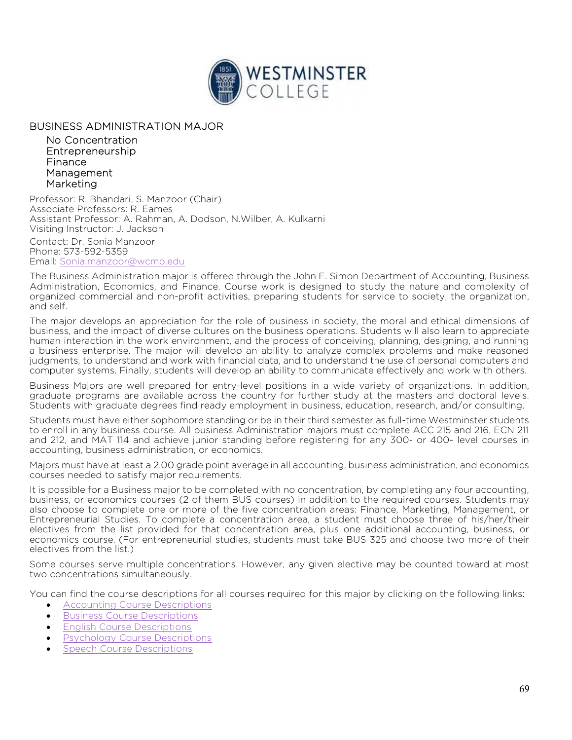# BUSINESS ADMINISTRATION MAJOR

- No Concentration
- Entrepreneurship
- Finance
- Management
- Marketing

Professor: R. Bhandari, S. Manzoor (Chair)
Associate Professors: R. Eames
Assistant Professor: A. Rahman, A. Dodson, N.Wilber, A. Kulkarni
Visiting Instructor: J. Jackson

Contact: Dr. Sonia Manzoor
Phone: 573-592-5359
Email: Sonia.manzoor@wcmo.edu

The Business Administration major is offered through the John E. Simon Department of Accounting, Business Administration, Economics, and Finance. Course work is designed to study the nature and complexity of organized commercial and non-profit activities, preparing students for service to society, the organization, and self.

The major develops an appreciation for the role of business in society, the moral and ethical dimensions of business, and the impact of diverse cultures on the business operations. Students will also learn to appreciate human interaction in the work environment, and the process of conceiving, planning, designing, and running a business enterprise. The major will develop an ability to analyze complex problems and make reasoned judgments, to understand and work with financial data, and to understand the use of personal computers and computer systems. Finally, students will develop an ability to communicate effectively and work with others.

Business Majors are well prepared for entry-level positions in a wide variety of organizations. In addition, graduate programs are available across the country for further study at the masters and doctoral levels. Students with graduate degrees find ready employment in business, education, research, and/or consulting.

Students must have either sophomore standing or be in their third semester as full-time Westminster students to enroll in any business course. All business Administration majors must complete ACC 215 and 216, ECN 211 and 212, and MAT 114 and achieve junior standing before registering for any 300- or 400- level courses in accounting, business administration, or economics.

Majors must have at least a 2.00 grade point average in all accounting, business administration, and economics courses needed to satisfy major requirements.

It is possible for a Business major to be completed with no concentration, by completing any four accounting, business, or economics courses (2 of them BUS courses) in addition to the required courses. Students may also choose to complete one or more of the five concentration areas: Finance, Marketing, Management, or Entrepreneurial Studies. To complete a concentration area, a student must choose three of his/her/their electives from the list provided for that concentration area, plus one additional accounting, business, or economics course. (For entrepreneurial studies, students must take BUS 325 and choose two more of their electives from the list.)

Some courses serve multiple concentrations. However, any given elective may be counted toward at most two concentrations simultaneously.

You can find the course descriptions for all courses required for this major by clicking on the following links:

- Accounting Course Descriptions
- Business Course Descriptions
- English Course Descriptions
- Psychology Course Descriptions
- Speech Course Descriptions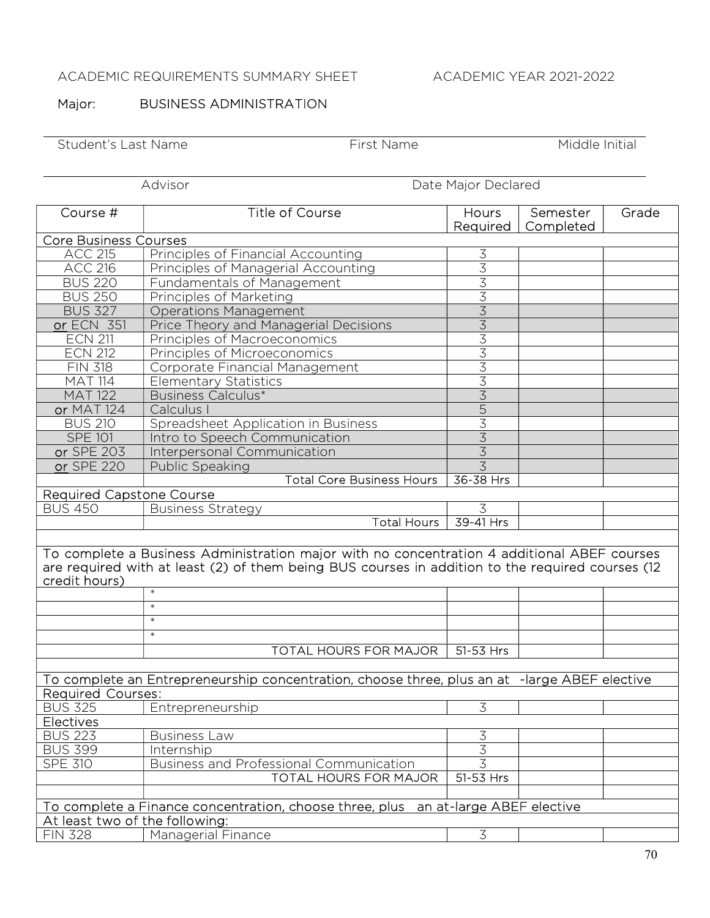ACADEMIC REQUIREMENTS SUMMARY SHEET ACADEMIC YEAR 2021-2022

Major: BUSINESS ADMINISTRATION

Student's Last Name First Name Middle Initial

Advisor Date Major Declared

| Course # | Title of Course | Hours Required | Semester Completed | Grade |
|---|---|---|---|---|
| Core Business Courses | | | | |
| ACC 215 | Principles of Financial Accounting | 3 | | |
| ACC 216 | Principles of Managerial Accounting | 3 | | |
| BUS 220 | Fundamentals of Management | 3 | | |
| BUS 250 | Principles of Marketing | 3 | | |
| BUS 327 | Operations Management | 3 | | |
| or ECN 351 | Price Theory and Managerial Decisions | 3 | | |
| ECN 211 | Principles of Macroeconomics | 3 | | |
| ECN 212 | Principles of Microeconomics | 3 | | |
| FIN 318 | Corporate Financial Management | 3 | | |
| MAT 114 | Elementary Statistics | 3 | | |
| MAT 122 | Business Calculus* | 3 | | |
| or MAT 124 | Calculus I | 5 | | |
| BUS 210 | Spreadsheet Application in Business | 3 | | |
| SPE 101 | Intro to Speech Communication | 3 | | |
| or SPE 203 | Interpersonal Communication | 3 | | |
| or SPE 220 | Public Speaking | 3 | | |
| | Total Core Business Hours | 36-38 Hrs | | |
| Required Capstone Course | | | | |
| BUS 450 | Business Strategy | 3 | | |
| | Total Hours | 39-41 Hrs | | |
| | | | | |
| To complete a Business Administration major with no concentration 4 additional ABEF courses are required with at least (2) of them being BUS courses in addition to the required courses (12 credit hours) | | | | |
| | * | | | |
| | * | | | |
| | * | | | |
| | * | | | |
| | TOTAL HOURS FOR MAJOR | 51-53 Hrs | | |
| | | | | |
| To complete an Entrepreneurship concentration, choose three, plus an at -large ABEF elective | | | | |
| Required Courses: | | | | |
| BUS 325 | Entrepreneurship | 3 | | |
| Electives | | | | |
| BUS 223 | Business Law | 3 | | |
| BUS 399 | Internship | 3 | | |
| SPE 310 | Business and Professional Communication | 3 | | |
| | TOTAL HOURS FOR MAJOR | 51-53 Hrs | | |
| | | | | |
| To complete a Finance concentration, choose three, plus an at-large ABEF elective | | | | |
| At least two of the following: | | | | |
| FIN 328 | Managerial Finance | 3 | | |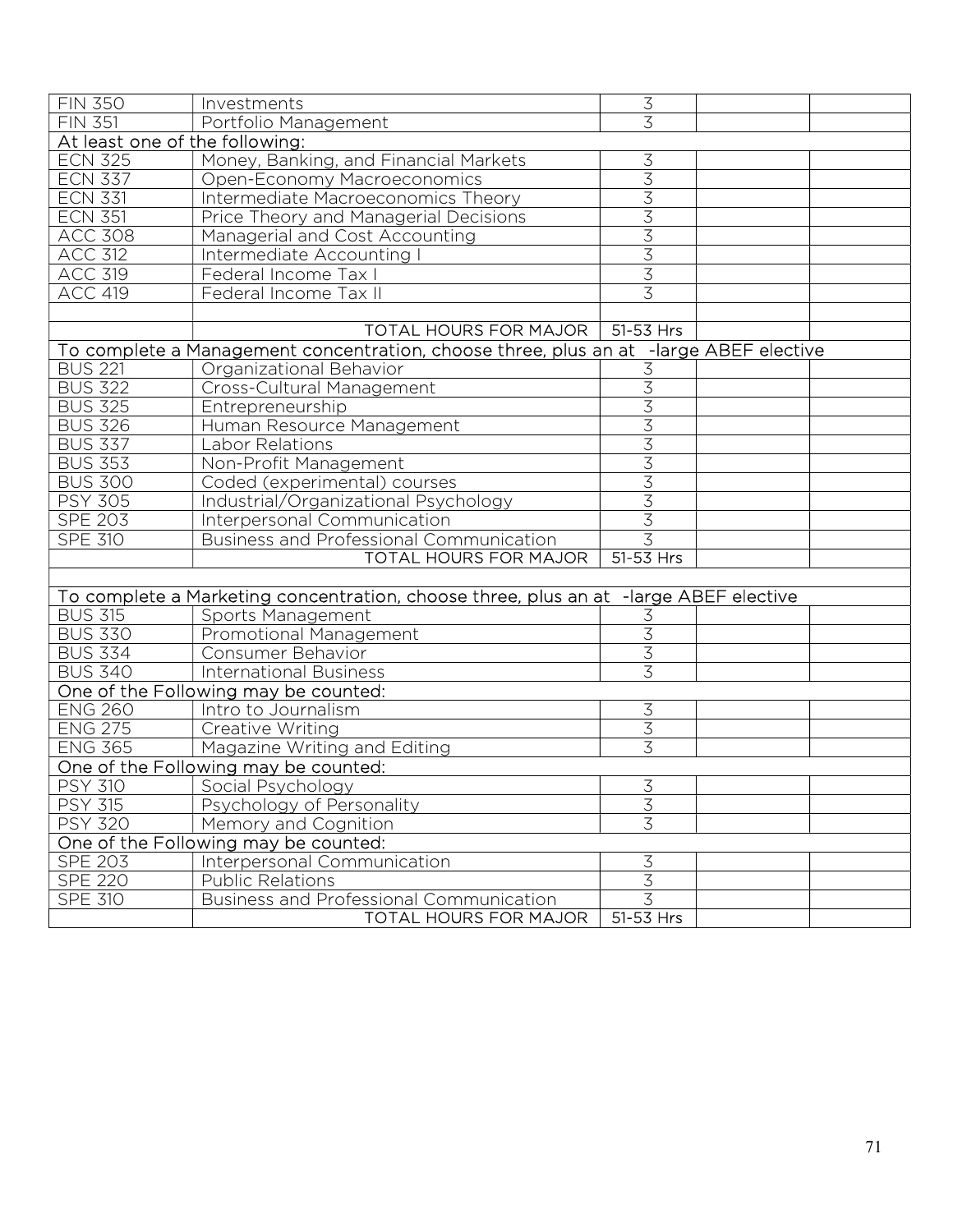| | | | | |
|---|---|---|---|---|
| FIN 350 | Investments | 3 | | |
| FIN 351 | Portfolio Management | 3 | | |
| At least one of the following: | | | | |
| ECN 325 | Money, Banking, and Financial Markets | 3 | | |
| ECN 337 | Open-Economy Macroeconomics | 3 | | |
| ECN 331 | Intermediate Macroeconomics Theory | 3 | | |
| ECN 351 | Price Theory and Managerial Decisions | 3 | | |
| ACC 308 | Managerial and Cost Accounting | 3 | | |
| ACC 312 | Intermediate Accounting I | 3 | | |
| ACC 319 | Federal Income Tax I | 3 | | |
| ACC 419 | Federal Income Tax II | 3 | | |
| | | | | |
| | TOTAL HOURS FOR MAJOR | 51-53 Hrs | | |
| To complete a Management concentration, choose three, plus an at -large ABEF elective | | | | |
| BUS 221 | Organizational Behavior | 3 | | |
| BUS 322 | Cross-Cultural Management | 3 | | |
| BUS 325 | Entrepreneurship | 3 | | |
| BUS 326 | Human Resource Management | 3 | | |
| BUS 337 | Labor Relations | 3 | | |
| BUS 353 | Non-Profit Management | 3 | | |
| BUS 300 | Coded (experimental) courses | 3 | | |
| PSY 305 | Industrial/Organizational Psychology | 3 | | |
| SPE 203 | Interpersonal Communication | 3 | | |
| SPE 310 | Business and Professional Communication | 3 | | |
| | TOTAL HOURS FOR MAJOR | 51-53 Hrs | | |
| | | | | |
| To complete a Marketing concentration, choose three, plus an at -large ABEF elective | | | | |
| BUS 315 | Sports Management | 3 | | |
| BUS 330 | Promotional Management | 3 | | |
| BUS 334 | Consumer Behavior | 3 | | |
| BUS 340 | International Business | 3 | | |
| One of the Following may be counted: | | | | |
| ENG 260 | Intro to Journalism | 3 | | |
| ENG 275 | Creative Writing | 3 | | |
| ENG 365 | Magazine Writing and Editing | 3 | | |
| One of the Following may be counted: | | | | |
| PSY 310 | Social Psychology | 3 | | |
| PSY 315 | Psychology of Personality | 3 | | |
| PSY 320 | Memory and Cognition | 3 | | |
| One of the Following may be counted: | | | | |
| SPE 203 | Interpersonal Communication | 3 | | |
| SPE 220 | Public Relations | 3 | | |
| SPE 310 | Business and Professional Communication | 3 | | |
| | TOTAL HOURS FOR MAJOR | 51-53 Hrs | | |